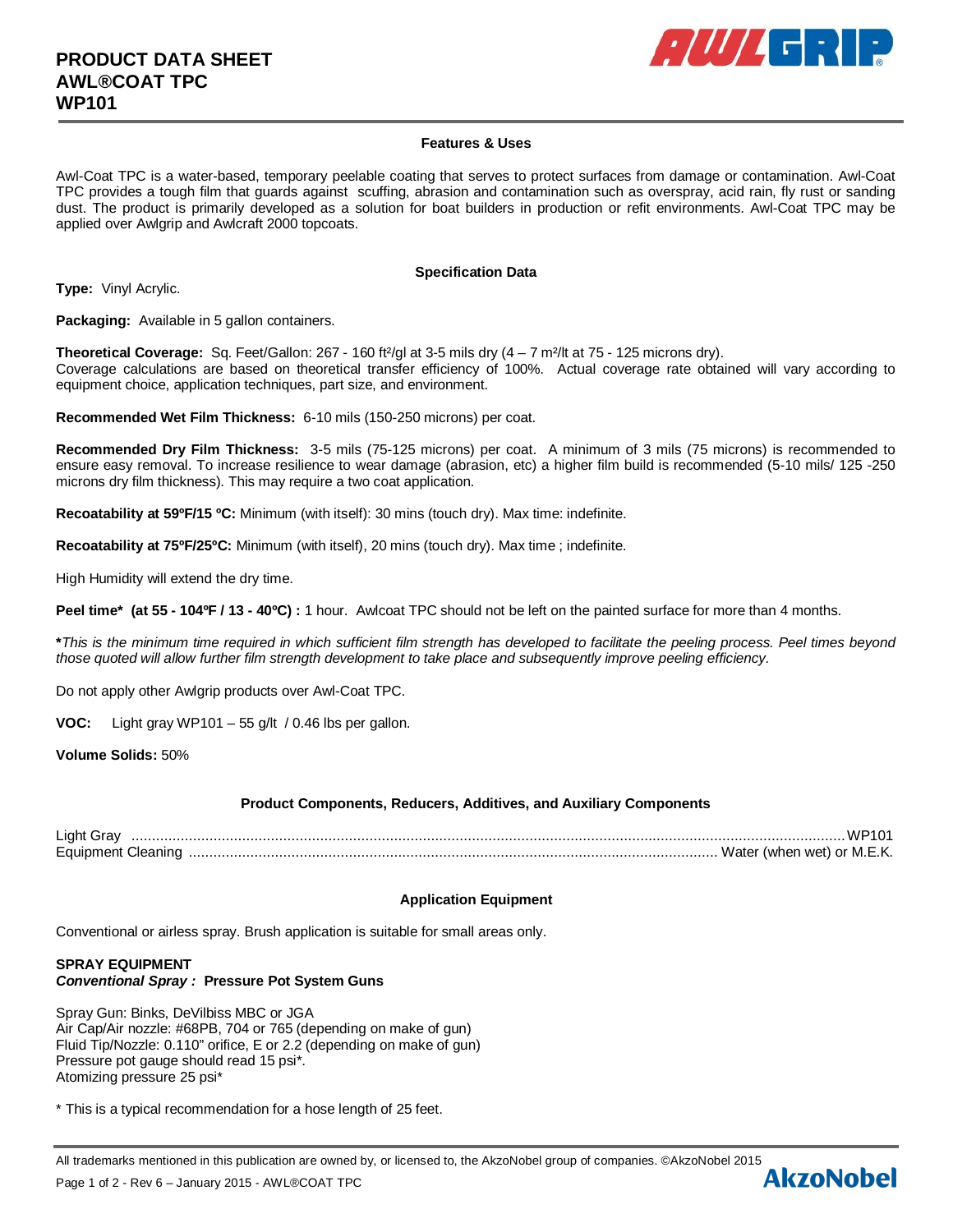# PRODUCT DATA SHEET
# AWL®COAT TPC
# WP101

## Features & Uses

Awl-Coat TPC is a water-based, temporary peelable coating that serves to protect surfaces from damage or contamination. Awl-Coat TPC provides a tough film that guards against scuffing, abrasion and contamination such as overspray, acid rain, fly rust or sanding dust. The product is primarily developed as a solution for boat builders in production or refit environments. Awl-Coat TPC may be applied over Awlgrip and Awlcraft 2000 topcoats.

## Specification Data

**Type:** Vinyl Acrylic.

**Packaging:** Available in 5 gallon containers.

**Theoretical Coverage:** Sq. Feet/Gallon: 267 - 160 ft²/gl at 3-5 mils dry (4 – 7 m²/lt at 75 - 125 microns dry).
Coverage calculations are based on theoretical transfer efficiency of 100%. Actual coverage rate obtained will vary according to equipment choice, application techniques, part size, and environment.

**Recommended Wet Film Thickness:** 6-10 mils (150-250 microns) per coat.

**Recommended Dry Film Thickness:** 3-5 mils (75-125 microns) per coat. A minimum of 3 mils (75 microns) is recommended to ensure easy removal. To increase resilience to wear damage (abrasion, etc) a higher film build is recommended (5-10 mils/ 125 -250 microns dry film thickness). This may require a two coat application.

**Recoatability at 59ºF/15 ºC:** Minimum (with itself): 30 mins (touch dry). Max time: indefinite.

**Recoatability at 75ºF/25ºC:** Minimum (with itself), 20 mins (touch dry). Max time ; indefinite.

High Humidity will extend the dry time.

**Peel time\* (at 55 - 104ºF / 13 - 40ºC) :** 1 hour. Awlcoat TPC should not be left on the painted surface for more than 4 months.

**\****This is the minimum time required in which sufficient film strength has developed to facilitate the peeling process. Peel times beyond those quoted will allow further film strength development to take place and subsequently improve peeling efficiency.*

Do not apply other Awlgrip products over Awl-Coat TPC.

**VOC:** Light gray WP101 – 55 g/lt / 0.46 lbs per gallon.

**Volume Solids:** 50%

## Product Components, Reducers, Additives, and Auxiliary Components

| Component | |
|---|---|
| Light Gray | WP101 |
| Equipment Cleaning | Water (when wet) or M.E.K. |

## Application Equipment

Conventional or airless spray. Brush application is suitable for small areas only.

**SPRAY EQUIPMENT**
***Conventional Spray :*** **Pressure Pot System Guns**

Spray Gun: Binks, DeVilbiss MBC or JGA
Air Cap/Air nozzle: #68PB, 704 or 765 (depending on make of gun)
Fluid Tip/Nozzle: 0.110" orifice, E or 2.2 (depending on make of gun)
Pressure pot gauge should read 15 psi*.
Atomizing pressure 25 psi*

\* This is a typical recommendation for a hose length of 25 feet.

All trademarks mentioned in this publication are owned by, or licensed to, the AkzoNobel group of companies. ©AkzoNobel 2015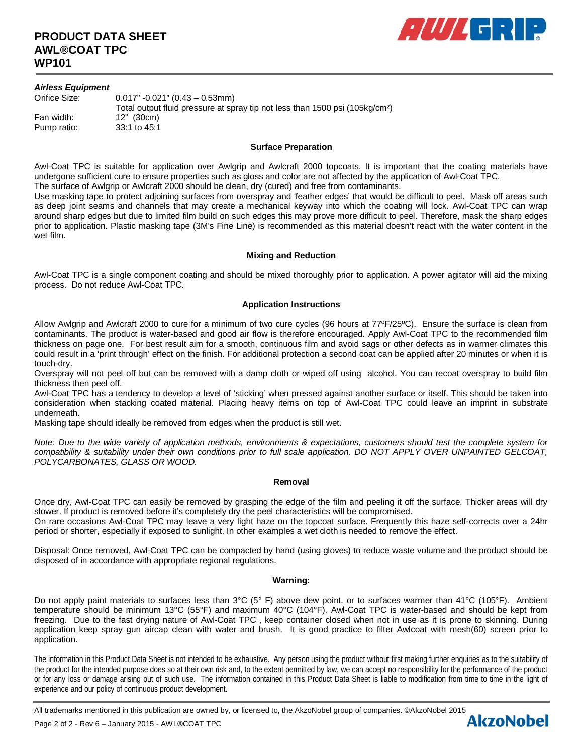### Airless Equipment

| | |
|---|---|
| Orifice Size: | 0.017" -0.021" (0.43 – 0.53mm) |
| | Total output fluid pressure at spray tip not less than 1500 psi (105kg/cm²) |
| Fan width: | 12" (30cm) |
| Pump ratio: | 33:1 to 45:1 |

## Surface Preparation

Awl-Coat TPC is suitable for application over Awlgrip and Awlcraft 2000 topcoats. It is important that the coating materials have undergone sufficient cure to ensure properties such as gloss and color are not affected by the application of Awl-Coat TPC.
The surface of Awlgrip or Awlcraft 2000 should be clean, dry (cured) and free from contaminants.
Use masking tape to protect adjoining surfaces from overspray and 'feather edges' that would be difficult to peel. Mask off areas such as deep joint seams and channels that may create a mechanical keyway into which the coating will lock. Awl-Coat TPC can wrap around sharp edges but due to limited film build on such edges this may prove more difficult to peel. Therefore, mask the sharp edges prior to application. Plastic masking tape (3M's Fine Line) is recommended as this material doesn't react with the water content in the wet film.

## Mixing and Reduction

Awl-Coat TPC is a single component coating and should be mixed thoroughly prior to application. A power agitator will aid the mixing process. Do not reduce Awl-Coat TPC.

## Application Instructions

Allow Awlgrip and Awlcraft 2000 to cure for a minimum of two cure cycles (96 hours at 77ºF/25ºC). Ensure the surface is clean from contaminants. The product is water-based and good air flow is therefore encouraged. Apply Awl-Coat TPC to the recommended film thickness on page one. For best result aim for a smooth, continuous film and avoid sags or other defects as in warmer climates this could result in a 'print through' effect on the finish. For additional protection a second coat can be applied after 20 minutes or when it is touch-dry.
Overspray will not peel off but can be removed with a damp cloth or wiped off using alcohol. You can recoat overspray to build film thickness then peel off.
Awl-Coat TPC has a tendency to develop a level of 'sticking' when pressed against another surface or itself. This should be taken into consideration when stacking coated material. Placing heavy items on top of Awl-Coat TPC could leave an imprint in substrate underneath.
Masking tape should ideally be removed from edges when the product is still wet.

*Note: Due to the wide variety of application methods, environments & expectations, customers should test the complete system for compatibility & suitability under their own conditions prior to full scale application. DO NOT APPLY OVER UNPAINTED GELCOAT, POLYCARBONATES, GLASS OR WOOD.*

## Removal

Once dry, Awl-Coat TPC can easily be removed by grasping the edge of the film and peeling it off the surface. Thicker areas will dry slower. If product is removed before it's completely dry the peel characteristics will be compromised.
On rare occasions Awl-Coat TPC may leave a very light haze on the topcoat surface. Frequently this haze self-corrects over a 24hr period or shorter, especially if exposed to sunlight. In other examples a wet cloth is needed to remove the effect.

Disposal: Once removed, Awl-Coat TPC can be compacted by hand (using gloves) to reduce waste volume and the product should be disposed of in accordance with appropriate regional regulations.

## Warning:

Do not apply paint materials to surfaces less than 3°C (5° F) above dew point, or to surfaces warmer than 41°C (105°F). Ambient temperature should be minimum 13°C (55°F) and maximum 40°C (104°F). Awl-Coat TPC is water-based and should be kept from freezing. Due to the fast drying nature of Awl-Coat TPC , keep container closed when not in use as it is prone to skinning. During application keep spray gun aircap clean with water and brush. It is good practice to filter Awlcoat with mesh(60) screen prior to application.

The information in this Product Data Sheet is not intended to be exhaustive. Any person using the product without first making further enquiries as to the suitability of the product for the intended purpose does so at their own risk and, to the extent permitted by law, we can accept no responsibility for the performance of the product or for any loss or damage arising out of such use. The information contained in this Product Data Sheet is liable to modification from time to time in the light of experience and our policy of continuous product development.

All trademarks mentioned in this publication are owned by, or licensed to, the AkzoNobel group of companies. ©AkzoNobel 2015